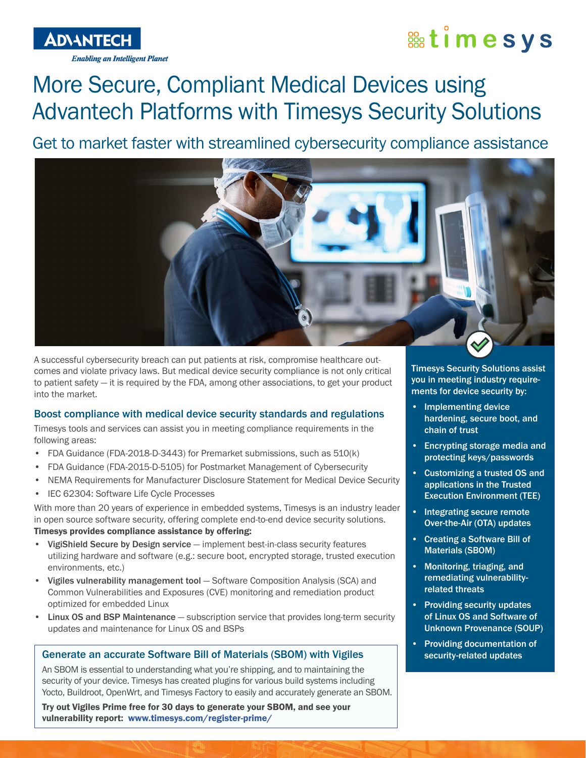ADVANTECH

*Enabling an Intelligent Planet*

timesys

# More Secure, Compliant Medical Devices using Advantech Platforms with Timesys Security Solutions

## Get to market faster with streamlined cybersecurity compliance assistance

A successful cybersecurity breach can put patients at risk, compromise healthcare outcomes and violate privacy laws. But medical device security compliance is not only critical to patient safety — it is required by the FDA, among other associations, to get your product into the market.

### Boost compliance with medical device security standards and regulations

Timesys tools and services can assist you in meeting compliance requirements in the following areas:

- FDA Guidance (FDA-2018-D-3443) for Premarket submissions, such as 510(k)
- FDA Guidance (FDA-2015-D-5105) for Postmarket Management of Cybersecurity
- NEMA Requirements for Manufacturer Disclosure Statement for Medical Device Security
- IEC 62304: Software Life Cycle Processes

With more than 20 years of experience in embedded systems, Timesys is an industry leader in open source software security, offering complete end-to-end device security solutions.

**Timesys provides compliance assistance by offering:**

- **VigiShield Secure by Design service** — implement best-in-class security features utilizing hardware and software (e.g.: secure boot, encrypted storage, trusted execution environments, etc.)
- **Vigiles vulnerability management tool** — Software Composition Analysis (SCA) and Common Vulnerabilities and Exposures (CVE) monitoring and remediation product optimized for embedded Linux
- **Linux OS and BSP Maintenance** — subscription service that provides long-term security updates and maintenance for Linux OS and BSPs

### Generate an accurate Software Bill of Materials (SBOM) with Vigiles

An SBOM is essential to understanding what you're shipping, and to maintaining the security of your device. Timesys has created plugins for various build systems including Yocto, Buildroot, OpenWrt, and Timesys Factory to easily and accurately generate an SBOM.

**Try out Vigiles Prime free for 30 days to generate your SBOM, and see your vulnerability report: www.timesys.com/register-prime/**

**Timesys Security Solutions assist you in meeting industry requirements for device security by:**

- **Implementing device hardening, secure boot, and chain of trust**
- **Encrypting storage media and protecting keys/passwords**
- **Customizing a trusted OS and applications in the Trusted Execution Environment (TEE)**
- **Integrating secure remote Over-the-Air (OTA) updates**
- **Creating a Software Bill of Materials (SBOM)**
- **Monitoring, triaging, and remediating vulnerability-related threats**
- **Providing security updates of Linux OS and Software of Unknown Provenance (SOUP)**
- **Providing documentation of security-related updates**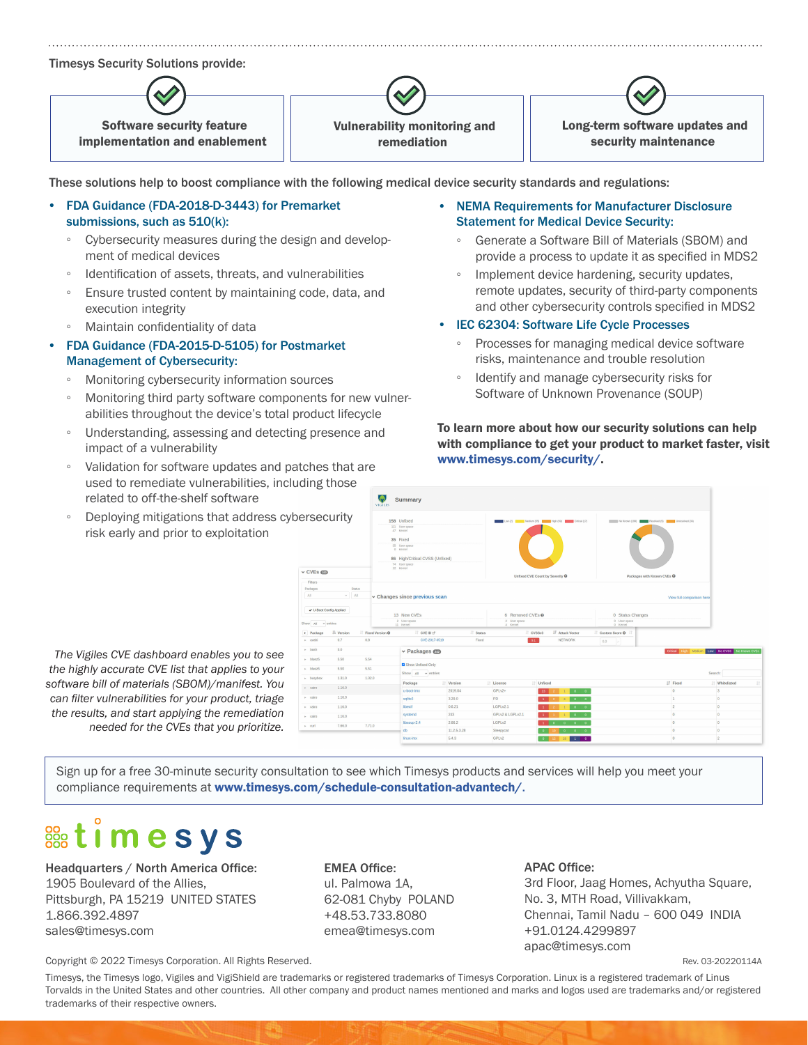Timesys Security Solutions provide:

- **Software security feature implementation and enablement**
- **Vulnerability monitoring and remediation**
- **Long-term software updates and security maintenance**

**These solutions help to boost compliance with the following medical device security standards and regulations:**

- **FDA Guidance (FDA-2018-D-3443) for Premarket submissions, such as 510(k):**
  - Cybersecurity measures during the design and development of medical devices
  - Identification of assets, threats, and vulnerabilities
  - Ensure trusted content by maintaining code, data, and execution integrity
  - Maintain confidentiality of data
- **FDA Guidance (FDA-2015-D-5105) for Postmarket Management of Cybersecurity:**
  - Monitoring cybersecurity information sources
  - Monitoring third party software components for new vulnerabilities throughout the device's total product lifecycle
  - Understanding, assessing and detecting presence and impact of a vulnerability
  - Validation for software updates and patches that are used to remediate vulnerabilities, including those related to off-the-shelf software
  - Deploying mitigations that address cybersecurity risk early and prior to exploitation
- **NEMA Requirements for Manufacturer Disclosure Statement for Medical Device Security:**
  - Generate a Software Bill of Materials (SBOM) and provide a process to update it as specified in MDS2
  - Implement device hardening, security updates, remote updates, security of third-party components and other cybersecurity controls specified in MDS2
- **IEC 62304: Software Life Cycle Processes**
  - Processes for managing medical device software risks, maintenance and trouble resolution
  - Identify and manage cybersecurity risks for Software of Unknown Provenance (SOUP)

**To learn more about how our security solutions can help with compliance to get your product to market faster, visit www.timesys.com/security/.**

*The Vigiles CVE dashboard enables you to see the highly accurate CVE list that applies to your software bill of materials (SBOM)/manifest. You can filter vulnerabilities for your product, triage the results, and start applying the remediation needed for the CVEs that you prioritize.*

Sign up for a free 30-minute security consultation to see which Timesys products and services will help you meet your compliance requirements at **www.timesys.com/schedule-consultation-advantech/**.

**timesys**

**Headquarters / North America Office:**
1905 Boulevard of the Allies,
Pittsburgh, PA 15219 UNITED STATES
1.866.392.4897
sales@timesys.com

**EMEA Office:**
ul. Palmowa 1A,
62-081 Chyby POLAND
+48.53.733.8080
emea@timesys.com

**APAC Office:**
3rd Floor, Jaag Homes, Achyutha Square,
No. 3, MTH Road, Villivakkam,
Chennai, Tamil Nadu – 600 049 INDIA
+91.0124.4299897
apac@timesys.com

Copyright © 2022 Timesys Corporation. All Rights Reserved.

Rev. 03-20220114A

Timesys, the Timesys logo, Vigiles and VigiShield are trademarks or registered trademarks of Timesys Corporation. Linux is a registered trademark of Linus Torvalds in the United States and other countries. All other company and product names mentioned and marks and logos used are trademarks and/or registered trademarks of their respective owners.